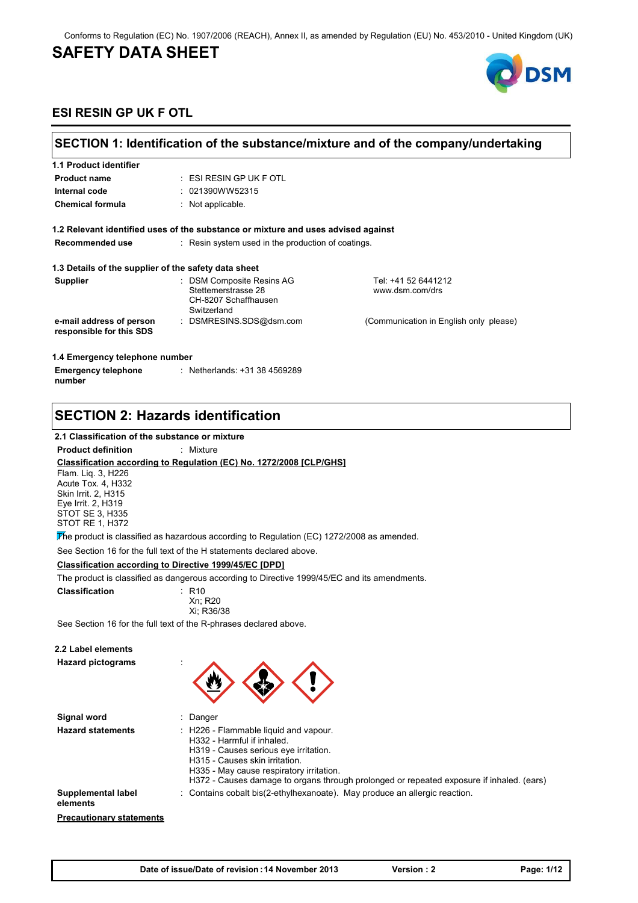Conforms to Regulation (EC) No. 1907/2006 (REACH), Annex II, as amended by Regulation (EU) No. 453/2010 - United Kingdom (UK)

# SAFETY DATA SHEET

## ESI RESIN GP UK F OTL

## SECTION 1: Identification of the substance/mixture and of the company/undertaking

### 1.1 Product identifier

| | |
|---|---|
| **Product name** | : ESI RESIN GP UK F OTL |
| **Internal code** | : 021390WW52315 |
| **Chemical formula** | : Not applicable. |

### 1.2 Relevant identified uses of the substance or mixture and uses advised against

| | |
|---|---|
| **Recommended use** | : Resin system used in the production of coatings. |

### 1.3 Details of the supplier of the safety data sheet

| | | |
|---|---|---|
| **Supplier** | : DSM Composite Resins AG<br>Stettemerstrasse 28<br>CH-8207 Schaffhausen<br>Switzerland | Tel: +41 52 6441212<br>www.dsm.com/drs |
| **e-mail address of person responsible for this SDS** | : DSMRESINS.SDS@dsm.com | (Communication in English only please) |

### 1.4 Emergency telephone number

| | |
|---|---|
| **Emergency telephone number** | : Netherlands: +31 38 4569289 |

## SECTION 2: Hazards identification

### 2.1 Classification of the substance or mixture

**Product definition** : Mixture

**Classification according to Regulation (EC) No. 1272/2008 [CLP/GHS]**

Flam. Liq. 3, H226
Acute Tox. 4, H332
Skin Irrit. 2, H315
Eye Irrit. 2, H319
STOT SE 3, H335
STOT RE 1, H372

The product is classified as hazardous according to Regulation (EC) 1272/2008 as amended.

See Section 16 for the full text of the H statements declared above.

**Classification according to Directive 1999/45/EC [DPD]**

The product is classified as dangerous according to Directive 1999/45/EC and its amendments.

**Classification** : R10
Xn; R20
Xi; R36/38

See Section 16 for the full text of the R-phrases declared above.

### 2.2 Label elements

**Hazard pictograms** :

**Signal word** : Danger

**Hazard statements** :
H226 - Flammable liquid and vapour.
H332 - Harmful if inhaled.
H319 - Causes serious eye irritation.
H315 - Causes skin irritation.
H335 - May cause respiratory irritation.
H372 - Causes damage to organs through prolonged or repeated exposure if inhaled. (ears)

**Supplemental label elements** : Contains cobalt bis(2-ethylhexanoate). May produce an allergic reaction.

**Precautionary statements**

Date of issue/Date of revision : 14 November 2013 | Version : 2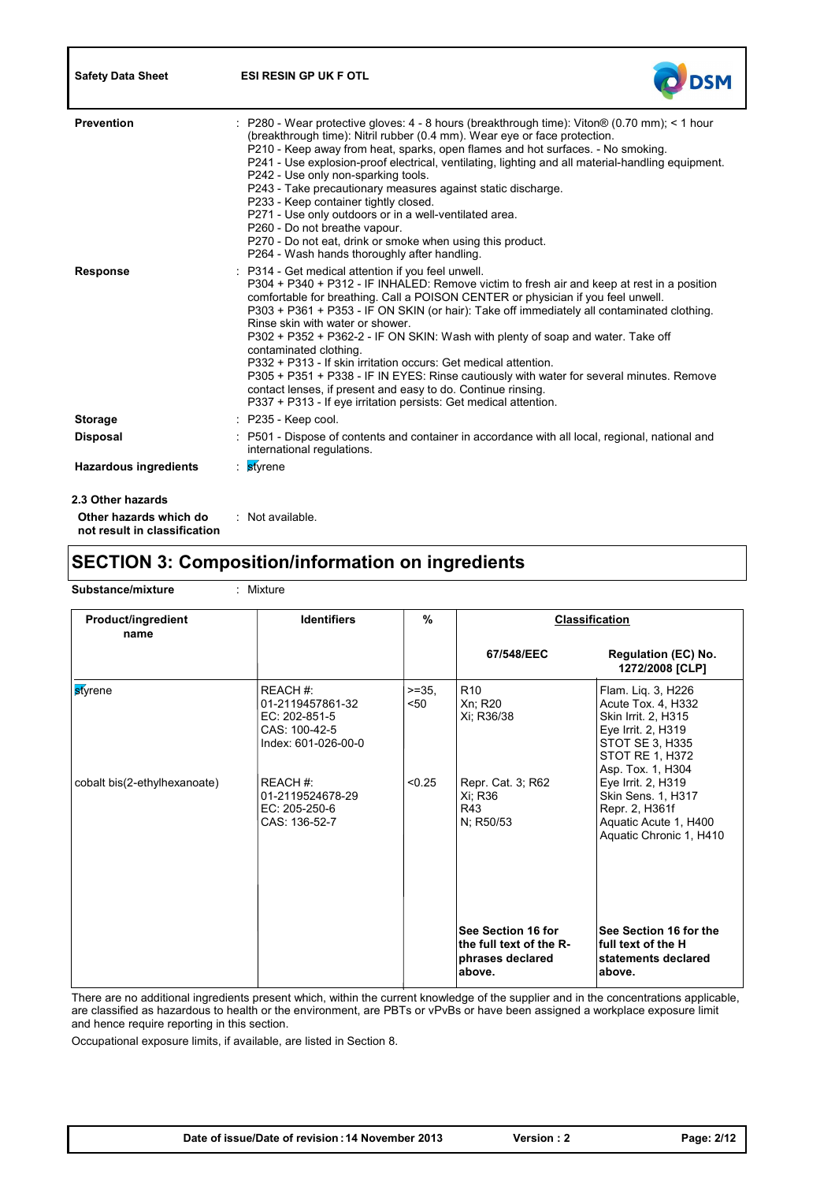**Prevention** : P280 - Wear protective gloves: 4 - 8 hours (breakthrough time): Viton® (0.70 mm); < 1 hour (breakthrough time): Nitril rubber (0.4 mm). Wear eye or face protection.
P210 - Keep away from heat, sparks, open flames and hot surfaces. - No smoking.
P241 - Use explosion-proof electrical, ventilating, lighting and all material-handling equipment.
P242 - Use only non-sparking tools.
P243 - Take precautionary measures against static discharge.
P233 - Keep container tightly closed.
P271 - Use only outdoors or in a well-ventilated area.
P260 - Do not breathe vapour.
P270 - Do not eat, drink or smoke when using this product.
P264 - Wash hands thoroughly after handling.

**Response** : P314 - Get medical attention if you feel unwell.
P304 + P340 + P312 - IF INHALED: Remove victim to fresh air and keep at rest in a position comfortable for breathing. Call a POISON CENTER or physician if you feel unwell.
P303 + P361 + P353 - IF ON SKIN (or hair): Take off immediately all contaminated clothing. Rinse skin with water or shower.
P302 + P352 + P362-2 - IF ON SKIN: Wash with plenty of soap and water. Take off contaminated clothing.
P332 + P313 - If skin irritation occurs: Get medical attention.
P305 + P351 + P338 - IF IN EYES: Rinse cautiously with water for several minutes. Remove contact lenses, if present and easy to do. Continue rinsing.
P337 + P313 - If eye irritation persists: Get medical attention.

**Storage** : P235 - Keep cool.

**Disposal** : P501 - Dispose of contents and container in accordance with all local, regional, national and international regulations.

**Hazardous ingredients** : styrene

**2.3 Other hazards**

**Other hazards which do not result in classification** : Not available.

## SECTION 3: Composition/information on ingredients

**Substance/mixture** : Mixture

| Product/ingredient name | Identifiers | % | Classification | |
|---|---|---|---|---|
| | | | 67/548/EEC | Regulation (EC) No. 1272/2008 [CLP] |
| styrene | REACH #: 01-2119457861-32<br>EC: 202-851-5<br>CAS: 100-42-5<br>Index: 601-026-00-0 | >=35, <50 | R10<br>Xn; R20<br>Xi; R36/38 | Flam. Liq. 3, H226<br>Acute Tox. 4, H332<br>Skin Irrit. 2, H315<br>Eye Irrit. 2, H319<br>STOT SE 3, H335<br>STOT RE 1, H372<br>Asp. Tox. 1, H304 |
| cobalt bis(2-ethylhexanoate) | REACH #: 01-2119524678-29<br>EC: 205-250-6<br>CAS: 136-52-7 | <0.25 | Repr. Cat. 3; R62<br>Xi; R36<br>R43<br>N; R50/53 | Eye Irrit. 2, H319<br>Skin Sens. 1, H317<br>Repr. 2, H361f<br>Aquatic Acute 1, H400<br>Aquatic Chronic 1, H410 |
| | | | **See Section 16 for the full text of the R-phrases declared above.** | **See Section 16 for the full text of the H statements declared above.** |

There are no additional ingredients present which, within the current knowledge of the supplier and in the concentrations applicable, are classified as hazardous to health or the environment, are PBTs or vPvBs or have been assigned a workplace exposure limit and hence require reporting in this section.

Occupational exposure limits, if available, are listed in Section 8.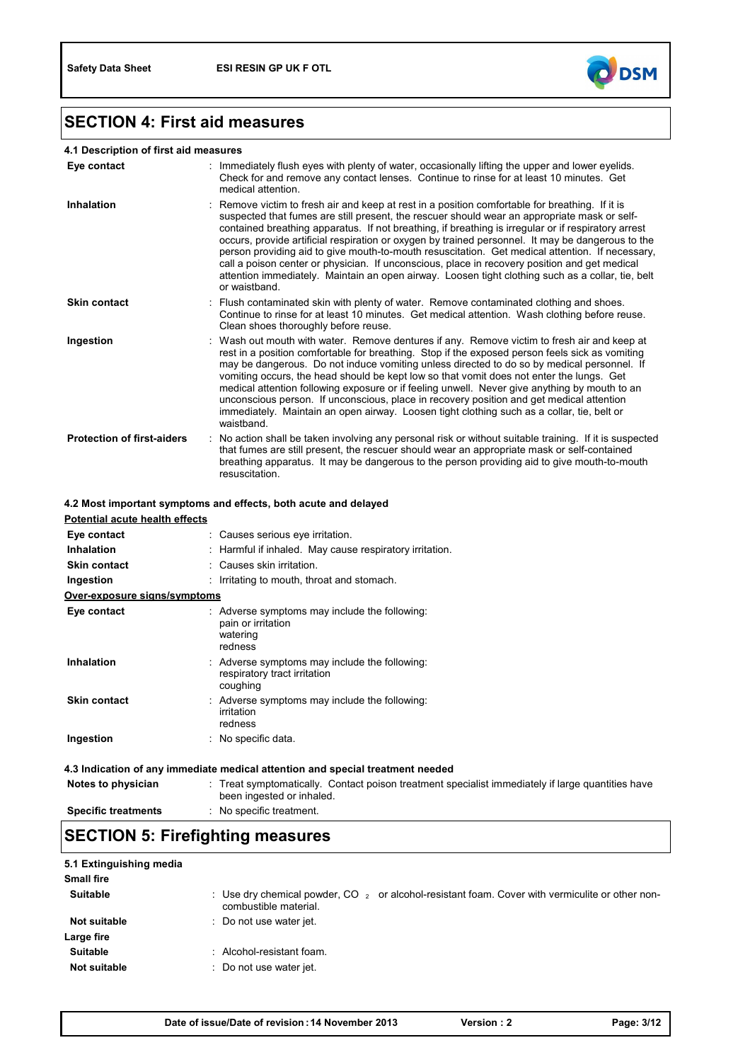## SECTION 4: First aid measures

### 4.1 Description of first aid measures

| | |
|---|---|
| **Eye contact** | : Immediately flush eyes with plenty of water, occasionally lifting the upper and lower eyelids. Check for and remove any contact lenses. Continue to rinse for at least 10 minutes. Get medical attention. |
| **Inhalation** | : Remove victim to fresh air and keep at rest in a position comfortable for breathing. If it is suspected that fumes are still present, the rescuer should wear an appropriate mask or self-contained breathing apparatus. If not breathing, if breathing is irregular or if respiratory arrest occurs, provide artificial respiration or oxygen by trained personnel. It may be dangerous to the person providing aid to give mouth-to-mouth resuscitation. Get medical attention. If necessary, call a poison center or physician. If unconscious, place in recovery position and get medical attention immediately. Maintain an open airway. Loosen tight clothing such as a collar, tie, belt or waistband. |
| **Skin contact** | : Flush contaminated skin with plenty of water. Remove contaminated clothing and shoes. Continue to rinse for at least 10 minutes. Get medical attention. Wash clothing before reuse. Clean shoes thoroughly before reuse. |
| **Ingestion** | : Wash out mouth with water. Remove dentures if any. Remove victim to fresh air and keep at rest in a position comfortable for breathing. Stop if the exposed person feels sick as vomiting may be dangerous. Do not induce vomiting unless directed to do so by medical personnel. If vomiting occurs, the head should be kept low so that vomit does not enter the lungs. Get medical attention following exposure or if feeling unwell. Never give anything by mouth to an unconscious person. If unconscious, place in recovery position and get medical attention immediately. Maintain an open airway. Loosen tight clothing such as a collar, tie, belt or waistband. |
| **Protection of first-aiders** | : No action shall be taken involving any personal risk or without suitable training. If it is suspected that fumes are still present, the rescuer should wear an appropriate mask or self-contained breathing apparatus. It may be dangerous to the person providing aid to give mouth-to-mouth resuscitation. |

### 4.2 Most important symptoms and effects, both acute and delayed

**Potential acute health effects**

| | |
|---|---|
| **Eye contact** | : Causes serious eye irritation. |
| **Inhalation** | : Harmful if inhaled. May cause respiratory irritation. |
| **Skin contact** | : Causes skin irritation. |
| **Ingestion** | : Irritating to mouth, throat and stomach. |

**Over-exposure signs/symptoms**

| | |
|---|---|
| **Eye contact** | : Adverse symptoms may include the following: pain or irritation, watering, redness |
| **Inhalation** | : Adverse symptoms may include the following: respiratory tract irritation, coughing |
| **Skin contact** | : Adverse symptoms may include the following: irritation, redness |
| **Ingestion** | : No specific data. |

### 4.3 Indication of any immediate medical attention and special treatment needed

| | |
|---|---|
| **Notes to physician** | : Treat symptomatically. Contact poison treatment specialist immediately if large quantities have been ingested or inhaled. |
| **Specific treatments** | : No specific treatment. |

## SECTION 5: Firefighting measures

### 5.1 Extinguishing media

**Small fire**

| | |
|---|---|
| **Suitable** | : Use dry chemical powder, $CO_2$ or alcohol-resistant foam. Cover with vermiculite or other non-combustible material. |
| **Not suitable** | : Do not use water jet. |

**Large fire**

| | |
|---|---|
| **Suitable** | : Alcohol-resistant foam. |
| **Not suitable** | : Do not use water jet. |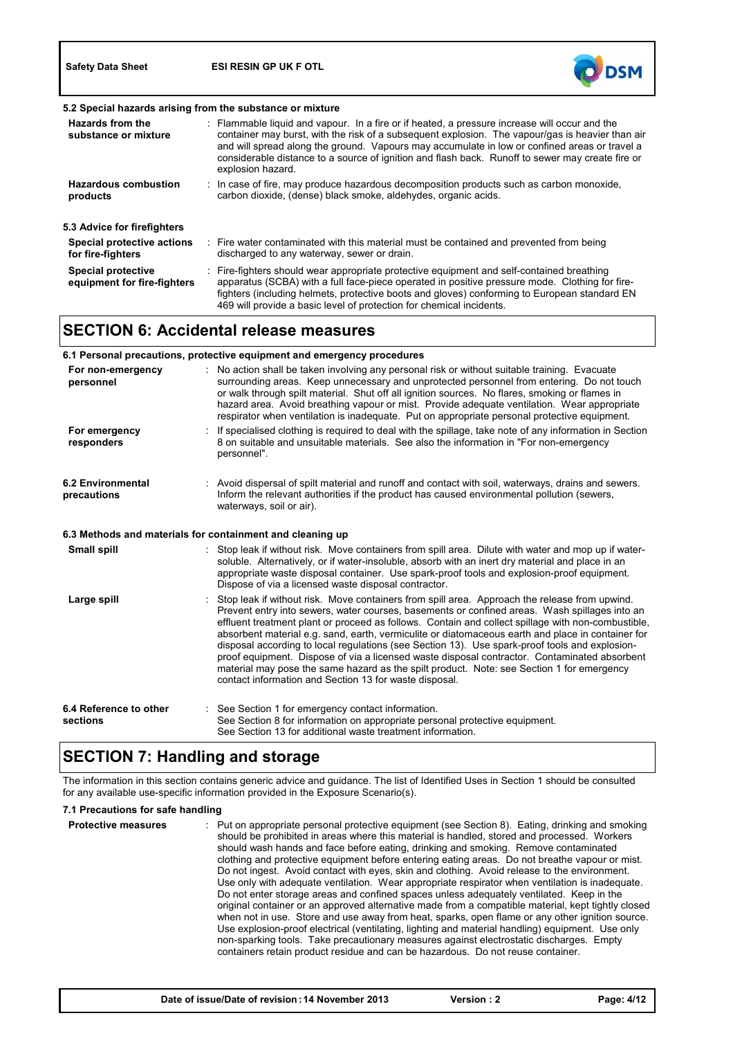### 5.2 Special hazards arising from the substance or mixture

| | |
|---|---|
| **Hazards from the substance or mixture** | : Flammable liquid and vapour. In a fire or if heated, a pressure increase will occur and the container may burst, with the risk of a subsequent explosion. The vapour/gas is heavier than air and will spread along the ground. Vapours may accumulate in low or confined areas or travel a considerable distance to a source of ignition and flash back. Runoff to sewer may create fire or explosion hazard. |
| **Hazardous combustion products** | : In case of fire, may produce hazardous decomposition products such as carbon monoxide, carbon dioxide, (dense) black smoke, aldehydes, organic acids. |

### 5.3 Advice for firefighters

| | |
|---|---|
| **Special protective actions for fire-fighters** | : Fire water contaminated with this material must be contained and prevented from being discharged to any waterway, sewer or drain. |
| **Special protective equipment for fire-fighters** | : Fire-fighters should wear appropriate protective equipment and self-contained breathing apparatus (SCBA) with a full face-piece operated in positive pressure mode. Clothing for fire-fighters (including helmets, protective boots and gloves) conforming to European standard EN 469 will provide a basic level of protection for chemical incidents. |

## SECTION 6: Accidental release measures

### 6.1 Personal precautions, protective equipment and emergency procedures

| | |
|---|---|
| **For non-emergency personnel** | : No action shall be taken involving any personal risk or without suitable training. Evacuate surrounding areas. Keep unnecessary and unprotected personnel from entering. Do not touch or walk through spilt material. Shut off all ignition sources. No flares, smoking or flames in hazard area. Avoid breathing vapour or mist. Provide adequate ventilation. Wear appropriate respirator when ventilation is inadequate. Put on appropriate personal protective equipment. |
| **For emergency responders** | : If specialised clothing is required to deal with the spillage, take note of any information in Section 8 on suitable and unsuitable materials. See also the information in "For non-emergency personnel". |
| **6.2 Environmental precautions** | : Avoid dispersal of spilt material and runoff and contact with soil, waterways, drains and sewers. Inform the relevant authorities if the product has caused environmental pollution (sewers, waterways, soil or air). |

### 6.3 Methods and materials for containment and cleaning up

| | |
|---|---|
| **Small spill** | : Stop leak if without risk. Move containers from spill area. Dilute with water and mop up if water-soluble. Alternatively, or if water-insoluble, absorb with an inert dry material and place in an appropriate waste disposal container. Use spark-proof tools and explosion-proof equipment. Dispose of via a licensed waste disposal contractor. |
| **Large spill** | : Stop leak if without risk. Move containers from spill area. Approach the release from upwind. Prevent entry into sewers, water courses, basements or confined areas. Wash spillages into an effluent treatment plant or proceed as follows. Contain and collect spillage with non-combustible, absorbent material e.g. sand, earth, vermiculite or diatomaceous earth and place in container for disposal according to local regulations (see Section 13). Use spark-proof tools and explosion-proof equipment. Dispose of via a licensed waste disposal contractor. Contaminated absorbent material may pose the same hazard as the spilt product. Note: see Section 1 for emergency contact information and Section 13 for waste disposal. |
| **6.4 Reference to other sections** | : See Section 1 for emergency contact information.<br>See Section 8 for information on appropriate personal protective equipment.<br>See Section 13 for additional waste treatment information. |

## SECTION 7: Handling and storage

The information in this section contains generic advice and guidance. The list of Identified Uses in Section 1 should be consulted for any available use-specific information provided in the Exposure Scenario(s).

### 7.1 Precautions for safe handling

| | |
|---|---|
| **Protective measures** | : Put on appropriate personal protective equipment (see Section 8). Eating, drinking and smoking should be prohibited in areas where this material is handled, stored and processed. Workers should wash hands and face before eating, drinking and smoking. Remove contaminated clothing and protective equipment before entering eating areas. Do not breathe vapour or mist. Do not ingest. Avoid contact with eyes, skin and clothing. Avoid release to the environment. Use only with adequate ventilation. Wear appropriate respirator when ventilation is inadequate. Do not enter storage areas and confined spaces unless adequately ventilated. Keep in the original container or an approved alternative made from a compatible material, kept tightly closed when not in use. Store and use away from heat, sparks, open flame or any other ignition source. Use explosion-proof electrical (ventilating, lighting and material handling) equipment. Use only non-sparking tools. Take precautionary measures against electrostatic discharges. Empty containers retain product residue and can be hazardous. Do not reuse container. |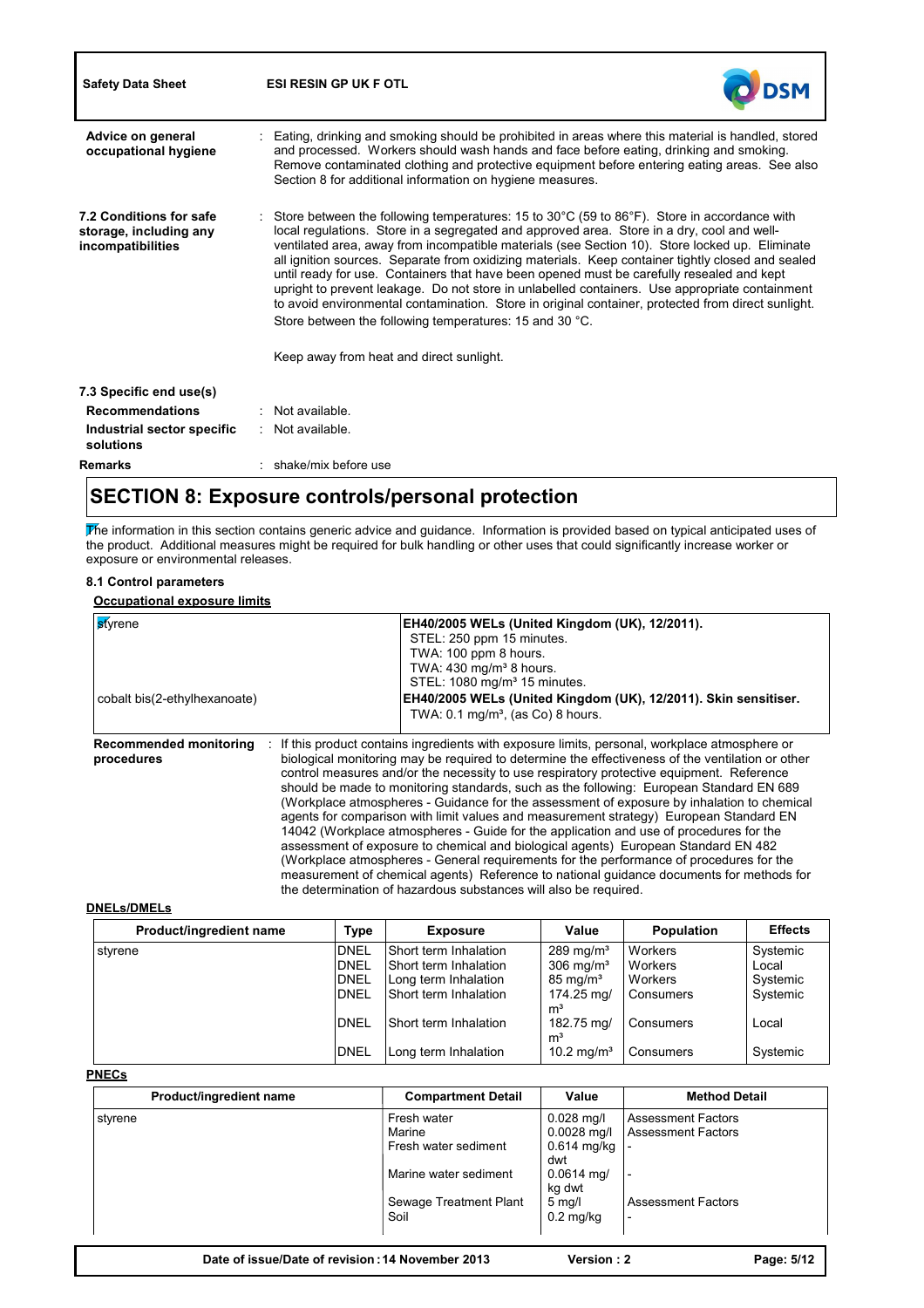**Advice on general occupational hygiene** : Eating, drinking and smoking should be prohibited in areas where this material is handled, stored and processed. Workers should wash hands and face before eating, drinking and smoking. Remove contaminated clothing and protective equipment before entering eating areas. See also Section 8 for additional information on hygiene measures.

**7.2 Conditions for safe storage, including any incompatibilities** : Store between the following temperatures: 15 to 30°C (59 to 86°F). Store in accordance with local regulations. Store in a segregated and approved area. Store in a dry, cool and well-ventilated area, away from incompatible materials (see Section 10). Store locked up. Eliminate all ignition sources. Separate from oxidizing materials. Keep container tightly closed and sealed until ready for use. Containers that have been opened must be carefully resealed and kept upright to prevent leakage. Do not store in unlabelled containers. Use appropriate containment to avoid environmental contamination. Store in original container, protected from direct sunlight. Store between the following temperatures: 15 and 30 °C.

Keep away from heat and direct sunlight.

**7.3 Specific end use(s)**

**Recommendations** : Not available.

**Industrial sector specific solutions** : Not available.

**Remarks** : shake/mix before use

## SECTION 8: Exposure controls/personal protection

The information in this section contains generic advice and guidance. Information is provided based on typical anticipated uses of the product. Additional measures might be required for bulk handling or other uses that could significantly increase worker or exposure or environmental releases.

### 8.1 Control parameters

**Occupational exposure limits**

| | |
|---|---|
| styrene | **EH40/2005 WELs (United Kingdom (UK), 12/2011).**<br>STEL: 250 ppm 15 minutes.<br>TWA: 100 ppm 8 hours.<br>TWA: 430 mg/m³ 8 hours.<br>STEL: 1080 mg/m³ 15 minutes. |
| cobalt bis(2-ethylhexanoate) | **EH40/2005 WELs (United Kingdom (UK), 12/2011). Skin sensitiser.**<br>TWA: 0.1 mg/m³, (as Co) 8 hours. |

**Recommended monitoring procedures** : If this product contains ingredients with exposure limits, personal, workplace atmosphere or biological monitoring may be required to determine the effectiveness of the ventilation or other control measures and/or the necessity to use respiratory protective equipment. Reference should be made to monitoring standards, such as the following: European Standard EN 689 (Workplace atmospheres - Guidance for the assessment of exposure by inhalation to chemical agents for comparison with limit values and measurement strategy) European Standard EN 14042 (Workplace atmospheres - Guide for the application and use of procedures for the assessment of exposure to chemical and biological agents) European Standard EN 482 (Workplace atmospheres - General requirements for the performance of procedures for the measurement of chemical agents) Reference to national guidance documents for methods for the determination of hazardous substances will also be required.

**DNELs/DMELs**

| Product/ingredient name | Type | Exposure | Value | Population | Effects |
|---|---|---|---|---|---|
| styrene | DNEL | Short term Inhalation | 289 mg/m³ | Workers | Systemic |
| | DNEL | Short term Inhalation | 306 mg/m³ | Workers | Local |
| | DNEL | Long term Inhalation | 85 mg/m³ | Workers | Systemic |
| | DNEL | Short term Inhalation | 174.25 mg/m³ | Consumers | Systemic |
| | DNEL | Short term Inhalation | 182.75 mg/m³ | Consumers | Local |
| | DNEL | Long term Inhalation | 10.2 mg/m³ | Consumers | Systemic |

**PNECs**

| Product/ingredient name | Compartment Detail | Value | Method Detail |
|---|---|---|---|
| styrene | Fresh water | 0.028 mg/l | Assessment Factors |
| | Marine | 0.0028 mg/l | Assessment Factors |
| | Fresh water sediment | 0.614 mg/kg dwt | - |
| | Marine water sediment | 0.0614 mg/kg dwt | - |
| | Sewage Treatment Plant | 5 mg/l | Assessment Factors |
| | Soil | 0.2 mg/kg | - |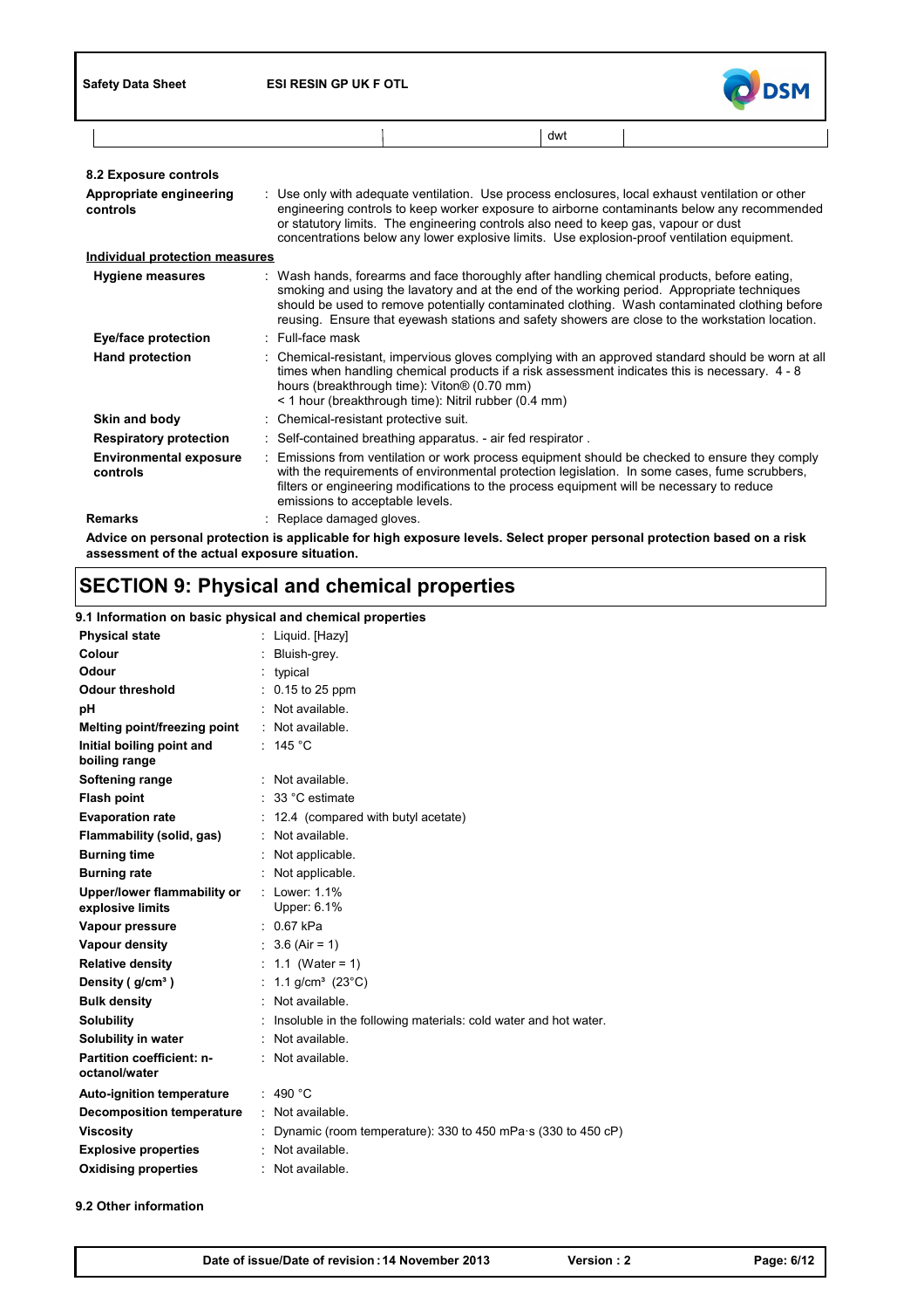| | | dwt | |
|---|---|---|---|

### 8.2 Exposure controls

| | |
|---|---|
| **Appropriate engineering controls** | : Use only with adequate ventilation. Use process enclosures, local exhaust ventilation or other engineering controls to keep worker exposure to airborne contaminants below any recommended or statutory limits. The engineering controls also need to keep gas, vapour or dust concentrations below any lower explosive limits. Use explosion-proof ventilation equipment. |

**Individual protection measures**

| | |
|---|---|
| **Hygiene measures** | : Wash hands, forearms and face thoroughly after handling chemical products, before eating, smoking and using the lavatory and at the end of the working period. Appropriate techniques should be used to remove potentially contaminated clothing. Wash contaminated clothing before reusing. Ensure that eyewash stations and safety showers are close to the workstation location. |
| **Eye/face protection** | : Full-face mask |
| **Hand protection** | : Chemical-resistant, impervious gloves complying with an approved standard should be worn at all times when handling chemical products if a risk assessment indicates this is necessary. 4 - 8 hours (breakthrough time): Viton® (0.70 mm)<br>< 1 hour (breakthrough time): Nitril rubber (0.4 mm) |
| **Skin and body** | : Chemical-resistant protective suit. |
| **Respiratory protection** | : Self-contained breathing apparatus. - air fed respirator . |
| **Environmental exposure controls** | : Emissions from ventilation or work process equipment should be checked to ensure they comply with the requirements of environmental protection legislation. In some cases, fume scrubbers, filters or engineering modifications to the process equipment will be necessary to reduce emissions to acceptable levels. |
| **Remarks** | : Replace damaged gloves. |

**Advice on personal protection is applicable for high exposure levels. Select proper personal protection based on a risk assessment of the actual exposure situation.**

## SECTION 9: Physical and chemical properties

### 9.1 Information on basic physical and chemical properties

| | |
|---|---|
| **Physical state** | : Liquid. [Hazy] |
| **Colour** | : Bluish-grey. |
| **Odour** | : typical |
| **Odour threshold** | : 0.15 to 25 ppm |
| **pH** | : Not available. |
| **Melting point/freezing point** | : Not available. |
| **Initial boiling point and boiling range** | : 145 °C |
| **Softening range** | : Not available. |
| **Flash point** | : 33 °C estimate |
| **Evaporation rate** | : 12.4 (compared with butyl acetate) |
| **Flammability (solid, gas)** | : Not available. |
| **Burning time** | : Not applicable. |
| **Burning rate** | : Not applicable. |
| **Upper/lower flammability or explosive limits** | : Lower: 1.1%<br>Upper: 6.1% |
| **Vapour pressure** | : 0.67 kPa |
| **Vapour density** | : 3.6 (Air = 1) |
| **Relative density** | : 1.1 (Water = 1) |
| **Density ( g/cm³ )** | : 1.1 g/cm³ (23°C) |
| **Bulk density** | : Not available. |
| **Solubility** | : Insoluble in the following materials: cold water and hot water. |
| **Solubility in water** | : Not available. |
| **Partition coefficient: n-octanol/water** | : Not available. |
| **Auto-ignition temperature** | : 490 °C |
| **Decomposition temperature** | : Not available. |
| **Viscosity** | : Dynamic (room temperature): 330 to 450 mPa·s (330 to 450 cP) |
| **Explosive properties** | : Not available. |
| **Oxidising properties** | : Not available. |

### 9.2 Other information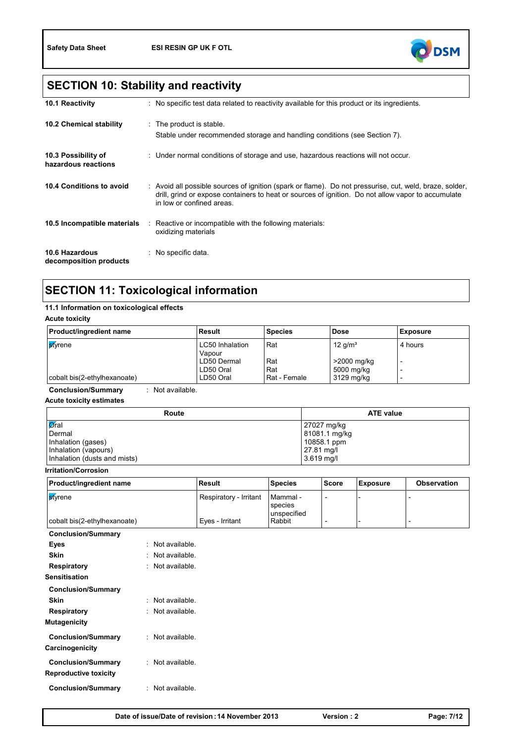## SECTION 10: Stability and reactivity

**10.1 Reactivity** : No specific test data related to reactivity available for this product or its ingredients.

**10.2 Chemical stability** : The product is stable.
Stable under recommended storage and handling conditions (see Section 7).

**10.3 Possibility of hazardous reactions** : Under normal conditions of storage and use, hazardous reactions will not occur.

**10.4 Conditions to avoid** : Avoid all possible sources of ignition (spark or flame). Do not pressurise, cut, weld, braze, solder, drill, grind or expose containers to heat or sources of ignition. Do not allow vapor to accumulate in low or confined areas.

**10.5 Incompatible materials** : Reactive or incompatible with the following materials:
oxidizing materials

**10.6 Hazardous decomposition products** : No specific data.

## SECTION 11: Toxicological information

### 11.1 Information on toxicological effects

**Acute toxicity**

| Product/ingredient name | Result | Species | Dose | Exposure |
|---|---|---|---|---|
| styrene | LC50 Inhalation Vapour | Rat | 12 g/m³ | 4 hours |
| | LD50 Dermal | Rat | >2000 mg/kg | - |
| | LD50 Oral | Rat | 5000 mg/kg | - |
| cobalt bis(2-ethylhexanoate) | LD50 Oral | Rat - Female | 3129 mg/kg | - |

**Conclusion/Summary** : Not available.

**Acute toxicity estimates**

| Route | ATE value |
|---|---|
| Oral | 27027 mg/kg |
| Dermal | 81081.1 mg/kg |
| Inhalation (gases) | 10858.1 ppm |
| Inhalation (vapours) | 27.81 mg/l |
| Inhalation (dusts and mists) | 3.619 mg/l |

**Irritation/Corrosion**

| Product/ingredient name | Result | Species | Score | Exposure | Observation |
|---|---|---|---|---|---|
| styrene | Respiratory - Irritant | Mammal - species unspecified | - | - | - |
| cobalt bis(2-ethylhexanoate) | Eyes - Irritant | Rabbit | - | - | - |

**Conclusion/Summary**

**Eyes** : Not available.

**Skin** : Not available.

**Respiratory** : Not available.

**Sensitisation**

**Conclusion/Summary**

**Skin** : Not available.

**Respiratory** : Not available.

**Mutagenicity**

**Conclusion/Summary** : Not available.

**Carcinogenicity**

**Conclusion/Summary** : Not available.

**Reproductive toxicity**

**Conclusion/Summary** : Not available.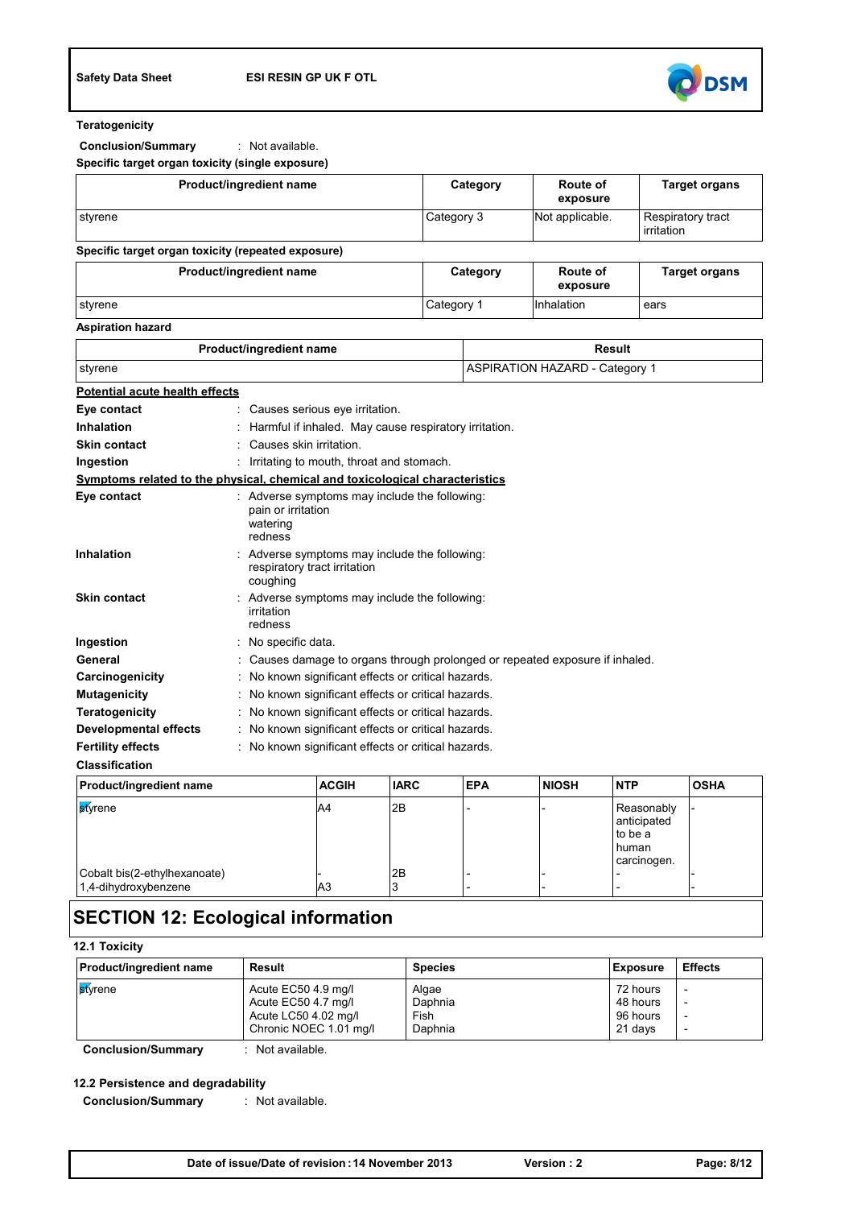**Teratogenicity**

**Conclusion/Summary** : Not available.

**Specific target organ toxicity (single exposure)**

| Product/ingredient name | Category | Route of exposure | Target organs |
|---|---|---|---|
| styrene | Category 3 | Not applicable. | Respiratory tract irritation |

**Specific target organ toxicity (repeated exposure)**

| Product/ingredient name | Category | Route of exposure | Target organs |
|---|---|---|---|
| styrene | Category 1 | Inhalation | ears |

**Aspiration hazard**

| Product/ingredient name | Result |
|---|---|
| styrene | ASPIRATION HAZARD - Category 1 |

**Potential acute health effects**

**Eye contact** : Causes serious eye irritation.

**Inhalation** : Harmful if inhaled. May cause respiratory irritation.

**Skin contact** : Causes skin irritation.

**Ingestion** : Irritating to mouth, throat and stomach.

**Symptoms related to the physical, chemical and toxicological characteristics**

**Eye contact** : Adverse symptoms may include the following:
pain or irritation
watering
redness

**Inhalation** : Adverse symptoms may include the following:
respiratory tract irritation
coughing

**Skin contact** : Adverse symptoms may include the following:
irritation
redness

**Ingestion** : No specific data.

**General** : Causes damage to organs through prolonged or repeated exposure if inhaled.

**Carcinogenicity** : No known significant effects or critical hazards.

**Mutagenicity** : No known significant effects or critical hazards.

**Teratogenicity** : No known significant effects or critical hazards.

**Developmental effects** : No known significant effects or critical hazards.

**Fertility effects** : No known significant effects or critical hazards.

**Classification**

| Product/ingredient name | ACGIH | IARC | EPA | NIOSH | NTP | OSHA |
|---|---|---|---|---|---|---|
| styrene | A4 | 2B | - | - | Reasonably anticipated to be a human carcinogen. | - |
| Cobalt bis(2-ethylhexanoate) | - | 2B | - | - | - | - |
| 1,4-dihydroxybenzene | A3 | 3 | - | - | - | - |

# SECTION 12: Ecological information

## 12.1 Toxicity

| Product/ingredient name | Result | Species | Exposure | Effects |
|---|---|---|---|---|
| styrene | Acute EC50 4.9 mg/l | Algae | 72 hours | - |
| | Acute EC50 4.7 mg/l | Daphnia | 48 hours | - |
| | Acute LC50 4.02 mg/l | Fish | 96 hours | - |
| | Chronic NOEC 1.01 mg/l | Daphnia | 21 days | - |

**Conclusion/Summary** : Not available.

## 12.2 Persistence and degradability

**Conclusion/Summary** : Not available.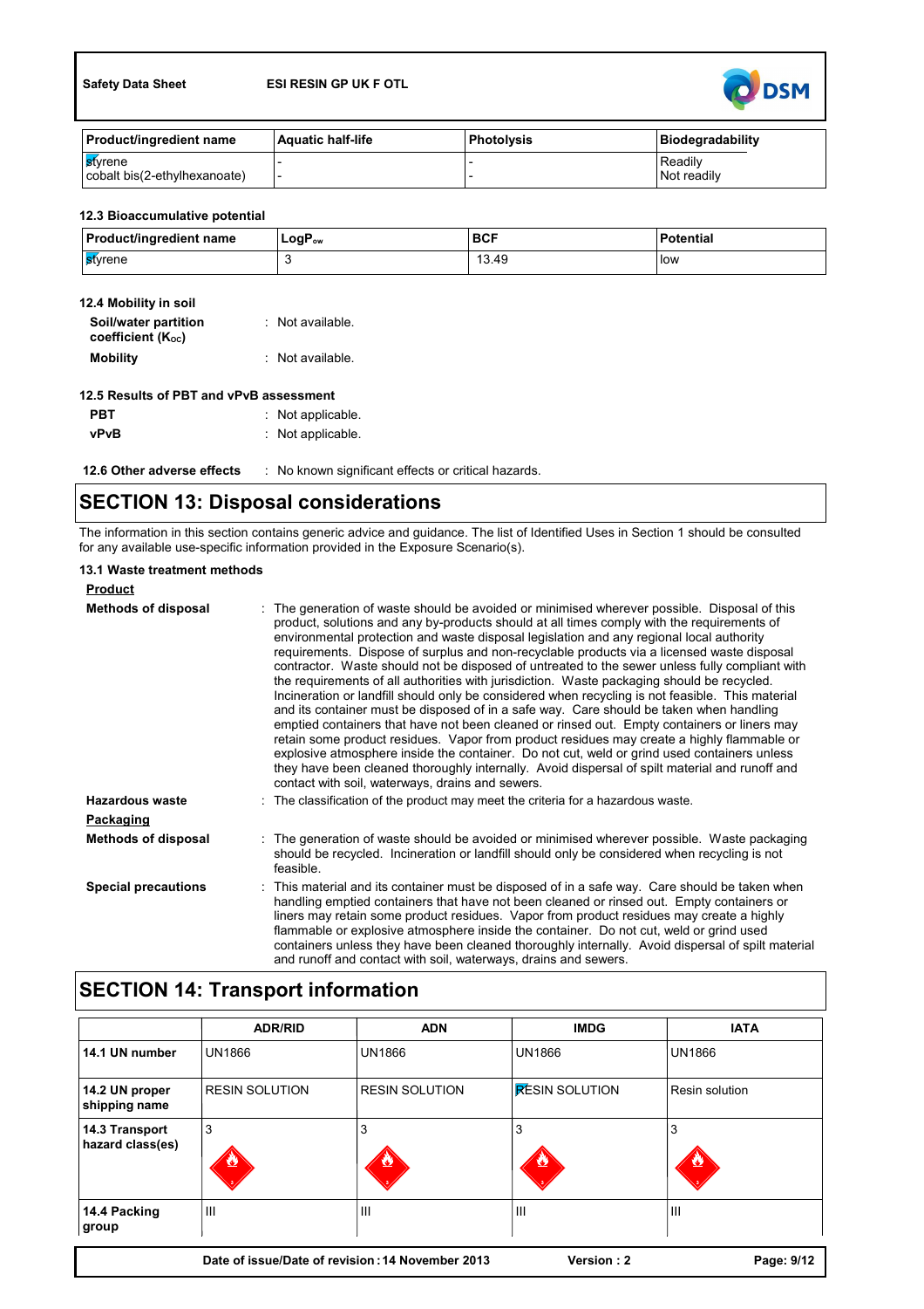| Product/ingredient name | Aquatic half-life | Photolysis | Biodegradability |
|---|---|---|---|
| styrene | - | - | Readily |
| cobalt bis(2-ethylhexanoate) | - | - | Not readily |

### 12.3 Bioaccumulative potential

| Product/ingredient name | $LogP_{ow}$ | BCF | Potential |
|---|---|---|---|
| styrene | 3 | 13.49 | low |

### 12.4 Mobility in soil

**Soil/water partition coefficient ($K_{OC}$)** : Not available.

**Mobility** : Not available.

### 12.5 Results of PBT and vPvB assessment

**PBT** : Not applicable.

**vPvB** : Not applicable.

**12.6 Other adverse effects** : No known significant effects or critical hazards.

## SECTION 13: Disposal considerations

The information in this section contains generic advice and guidance. The list of Identified Uses in Section 1 should be consulted for any available use-specific information provided in the Exposure Scenario(s).

### 13.1 Waste treatment methods

**Product**

**Methods of disposal** : The generation of waste should be avoided or minimised wherever possible. Disposal of this product, solutions and any by-products should at all times comply with the requirements of environmental protection and waste disposal legislation and any regional local authority requirements. Dispose of surplus and non-recyclable products via a licensed waste disposal contractor. Waste should not be disposed of untreated to the sewer unless fully compliant with the requirements of all authorities with jurisdiction. Waste packaging should be recycled. Incineration or landfill should only be considered when recycling is not feasible. This material and its container must be disposed of in a safe way. Care should be taken when handling emptied containers that have not been cleaned or rinsed out. Empty containers or liners may retain some product residues. Vapor from product residues may create a highly flammable or explosive atmosphere inside the container. Do not cut, weld or grind used containers unless they have been cleaned thoroughly internally. Avoid dispersal of spilt material and runoff and contact with soil, waterways, drains and sewers.

**Hazardous waste** : The classification of the product may meet the criteria for a hazardous waste.

**Packaging**

**Methods of disposal** : The generation of waste should be avoided or minimised wherever possible. Waste packaging should be recycled. Incineration or landfill should only be considered when recycling is not feasible.

**Special precautions** : This material and its container must be disposed of in a safe way. Care should be taken when handling emptied containers that have not been cleaned or rinsed out. Empty containers or liners may retain some product residues. Vapor from product residues may create a highly flammable or explosive atmosphere inside the container. Do not cut, weld or grind used containers unless they have been cleaned thoroughly internally. Avoid dispersal of spilt material and runoff and contact with soil, waterways, drains and sewers.

## SECTION 14: Transport information

| | ADR/RID | ADN | IMDG | IATA |
|---|---|---|---|---|
| 14.1 UN number | UN1866 | UN1866 | UN1866 | UN1866 |
| 14.2 UN proper shipping name | RESIN SOLUTION | RESIN SOLUTION | RESIN SOLUTION | Resin solution |
| 14.3 Transport hazard class(es) | 3 | 3 | 3 | 3 |
| 14.4 Packing group | III | III | III | III |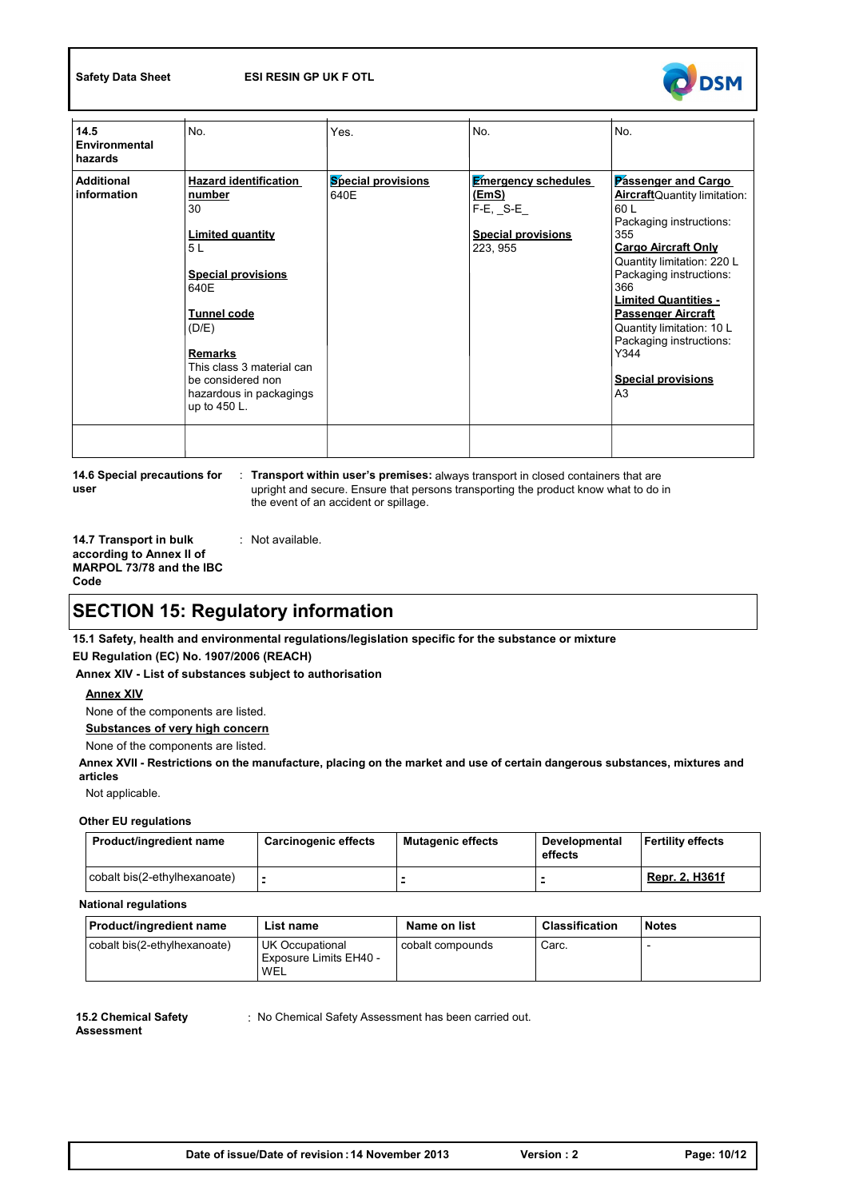| 14.5 Environmental hazards | No. | Yes. | No. | No. |
|---|---|---|---|---|
| **Additional information** | **Hazard identification number**<br>30<br><br>**Limited quantity**<br>5 L<br><br>**Special provisions**<br>640E<br><br>**Tunnel code**<br>(D/E)<br><br>**Remarks**<br>This class 3 material can be considered non hazardous in packagings up to 450 L. | **Special provisions**<br>640E | **Emergency schedules (EmS)**<br>F-E, _S-E_<br><br>**Special provisions**<br>223, 955 | **Passenger and Cargo Aircraft** Quantity limitation: 60 L<br>Packaging instructions: 355<br>**Cargo Aircraft Only**<br>Quantity limitation: 220 L<br>Packaging instructions: 366<br>**Limited Quantities - Passenger Aircraft**<br>Quantity limitation: 10 L<br>Packaging instructions: Y344<br><br>**Special provisions**<br>A3 |
| | | | | |

**14.6 Special precautions for user** : **Transport within user's premises:** always transport in closed containers that are upright and secure. Ensure that persons transporting the product know what to do in the event of an accident or spillage.

**14.7 Transport in bulk according to Annex II of MARPOL 73/78 and the IBC Code** : Not available.

# SECTION 15: Regulatory information

**15.1 Safety, health and environmental regulations/legislation specific for the substance or mixture**

**EU Regulation (EC) No. 1907/2006 (REACH)**

**Annex XIV - List of substances subject to authorisation**

**Annex XIV**

None of the components are listed.

**Substances of very high concern**

None of the components are listed.

**Annex XVII - Restrictions on the manufacture, placing on the market and use of certain dangerous substances, mixtures and articles**

Not applicable.

**Other EU regulations**

| Product/ingredient name | Carcinogenic effects | Mutagenic effects | Developmental effects | Fertility effects |
|---|---|---|---|---|
| cobalt bis(2-ethylhexanoate) | - | - | - | Repr. 2, H361f |

**National regulations**

| Product/ingredient name | List name | Name on list | Classification | Notes |
|---|---|---|---|---|
| cobalt bis(2-ethylhexanoate) | UK Occupational Exposure Limits EH40 - WEL | cobalt compounds | Carc. | - |

**15.2 Chemical Safety Assessment** : No Chemical Safety Assessment has been carried out.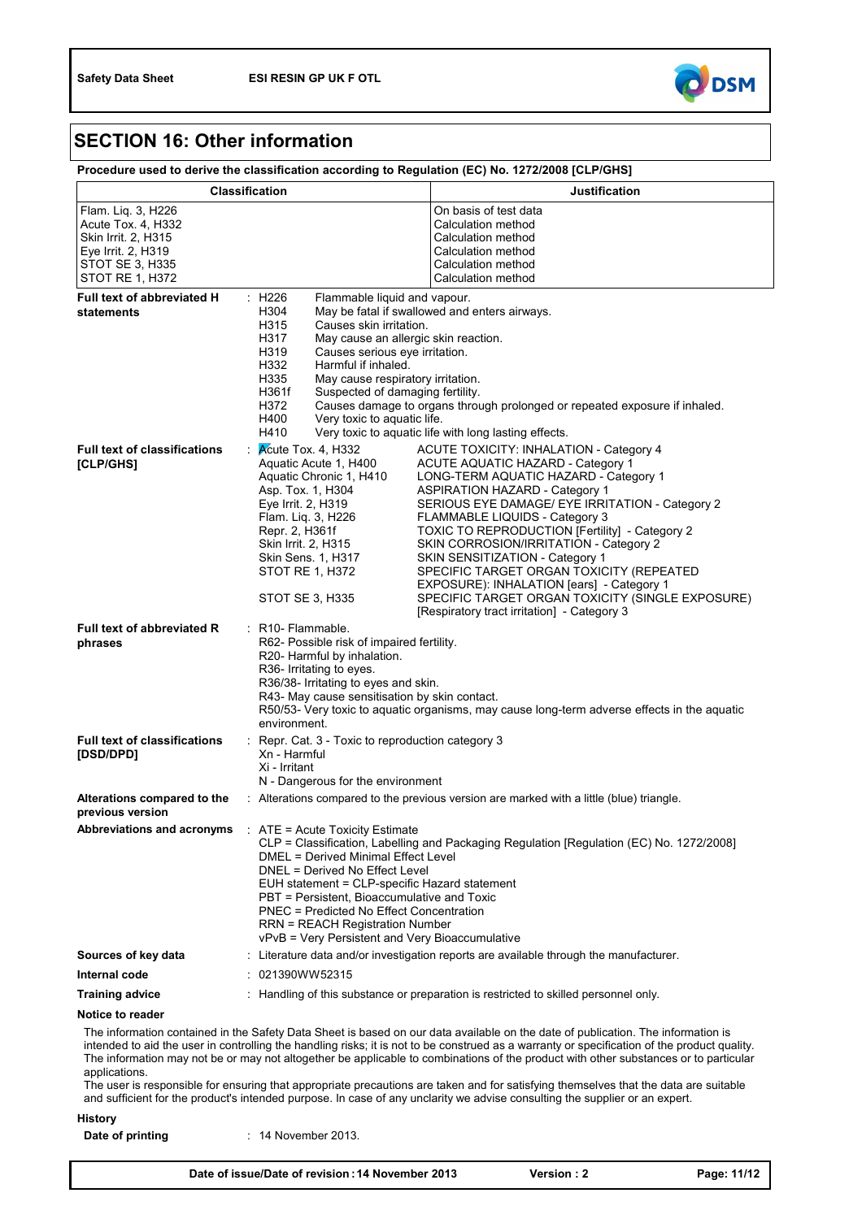## SECTION 16: Other information

**Procedure used to derive the classification according to Regulation (EC) No. 1272/2008 [CLP/GHS]**

| Classification | Justification |
|---|---|
| Flam. Liq. 3, H226 | On basis of test data |
| Acute Tox. 4, H332 | Calculation method |
| Skin Irrit. 2, H315 | Calculation method |
| Eye Irrit. 2, H319 | Calculation method |
| STOT SE 3, H335 | Calculation method |
| STOT RE 1, H372 | Calculation method |

**Full text of abbreviated H statements** :

- H226 Flammable liquid and vapour.
- H304 May be fatal if swallowed and enters airways.
- H315 Causes skin irritation.
- H317 May cause an allergic skin reaction.
- H319 Causes serious eye irritation.
- H332 Harmful if inhaled.
- H335 May cause respiratory irritation.
- H361f Suspected of damaging fertility.
- H372 Causes damage to organs through prolonged or repeated exposure if inhaled.
- H400 Very toxic to aquatic life.
- H410 Very toxic to aquatic life with long lasting effects.

**Full text of classifications [CLP/GHS]** :

| | |
|---|---|
| Acute Tox. 4, H332 | ACUTE TOXICITY: INHALATION - Category 4 |
| Aquatic Acute 1, H400 | ACUTE AQUATIC HAZARD - Category 1 |
| Aquatic Chronic 1, H410 | LONG-TERM AQUATIC HAZARD - Category 1 |
| Asp. Tox. 1, H304 | ASPIRATION HAZARD - Category 1 |
| Eye Irrit. 2, H319 | SERIOUS EYE DAMAGE/ EYE IRRITATION - Category 2 |
| Flam. Liq. 3, H226 | FLAMMABLE LIQUIDS - Category 3 |
| Repr. 2, H361f | TOXIC TO REPRODUCTION [Fertility] - Category 2 |
| Skin Irrit. 2, H315 | SKIN CORROSION/IRRITATION - Category 2 |
| Skin Sens. 1, H317 | SKIN SENSITIZATION - Category 1 |
| STOT RE 1, H372 | SPECIFIC TARGET ORGAN TOXICITY (REPEATED EXPOSURE): INHALATION [ears] - Category 1 |
| STOT SE 3, H335 | SPECIFIC TARGET ORGAN TOXICITY (SINGLE EXPOSURE) [Respiratory tract irritation] - Category 3 |

**Full text of abbreviated R phrases** :

- R10- Flammable.
- R62- Possible risk of impaired fertility.
- R20- Harmful by inhalation.
- R36- Irritating to eyes.
- R36/38- Irritating to eyes and skin.
- R43- May cause sensitisation by skin contact.
- R50/53- Very toxic to aquatic organisms, may cause long-term adverse effects in the aquatic environment.

**Full text of classifications [DSD/DPD]** :

- Repr. Cat. 3 - Toxic to reproduction category 3
- Xn - Harmful
- Xi - Irritant
- N - Dangerous for the environment

**Alterations compared to the previous version** : Alterations compared to the previous version are marked with a little (blue) triangle.

**Abbreviations and acronyms** :

- ATE = Acute Toxicity Estimate
- CLP = Classification, Labelling and Packaging Regulation [Regulation (EC) No. 1272/2008]
- DMEL = Derived Minimal Effect Level
- DNEL = Derived No Effect Level
- EUH statement = CLP-specific Hazard statement
- PBT = Persistent, Bioaccumulative and Toxic
- PNEC = Predicted No Effect Concentration
- RRN = REACH Registration Number
- vPvB = Very Persistent and Very Bioaccumulative

**Sources of key data** : Literature data and/or investigation reports are available through the manufacturer.

**Internal code** : 021390WW52315

**Training advice** : Handling of this substance or preparation is restricted to skilled personnel only.

**Notice to reader**

The information contained in the Safety Data Sheet is based on our data available on the date of publication. The information is intended to aid the user in controlling the handling risks; it is not to be construed as a warranty or specification of the product quality. The information may not be or may not altogether be applicable to combinations of the product with other substances or to particular applications.

The user is responsible for ensuring that appropriate precautions are taken and for satisfying themselves that the data are suitable and sufficient for the product's intended purpose. In case of any unclarity we advise consulting the supplier or an expert.

**History**

**Date of printing** : 14 November 2013.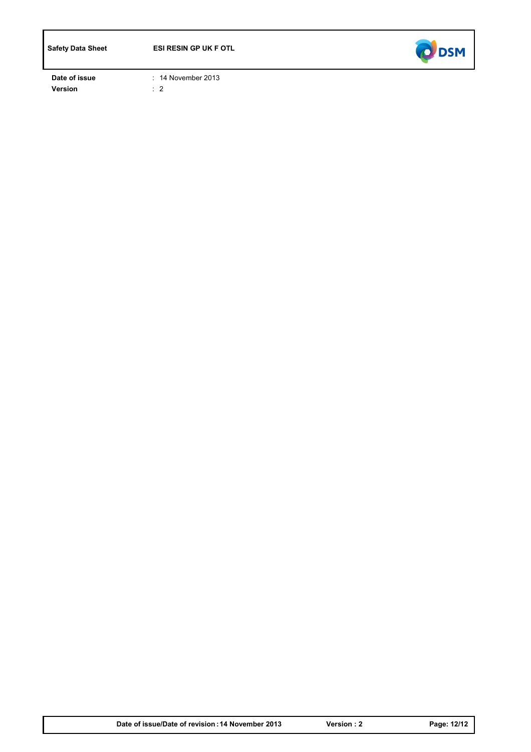**Date of issue** : 14 November 2013

**Version** : 2